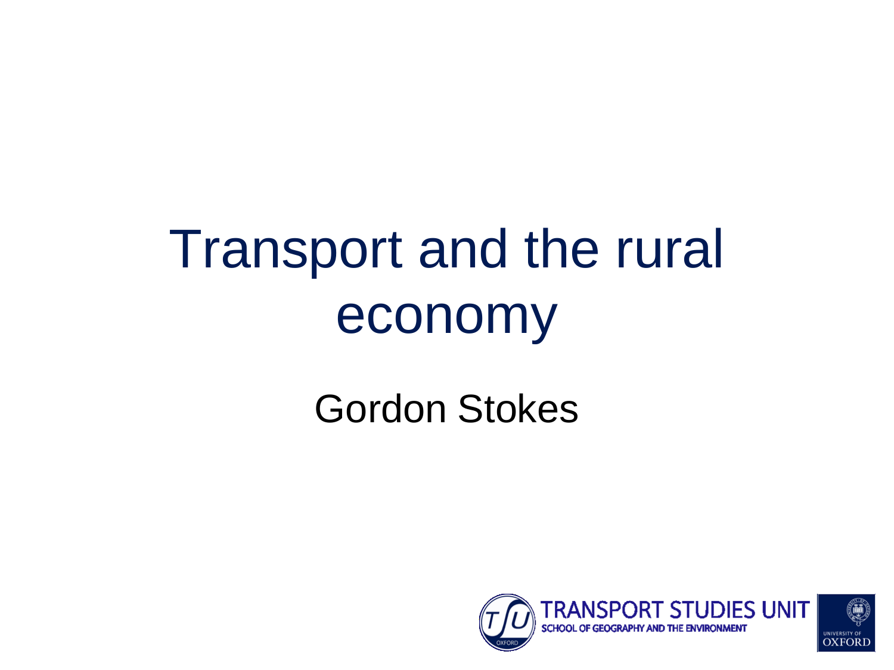# Transport and the rural economy

Gordon Stokes

TRANSPORT STUDIES UNIT
SCHOOL OF GEOGRAPHY AND THE ENVIRONMENT

UNIVERSITY OF OXFORD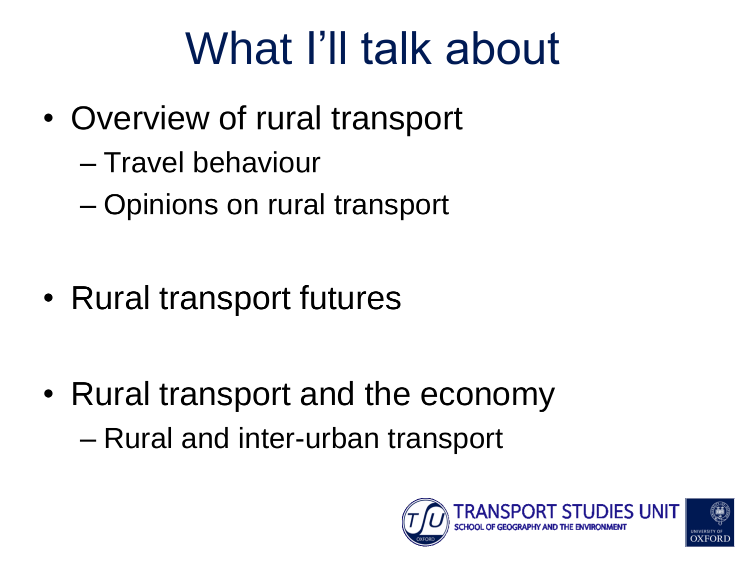# What I'll talk about

- Overview of rural transport
  - Travel behaviour
  - Opinions on rural transport
- Rural transport futures
- Rural transport and the economy
  - Rural and inter-urban transport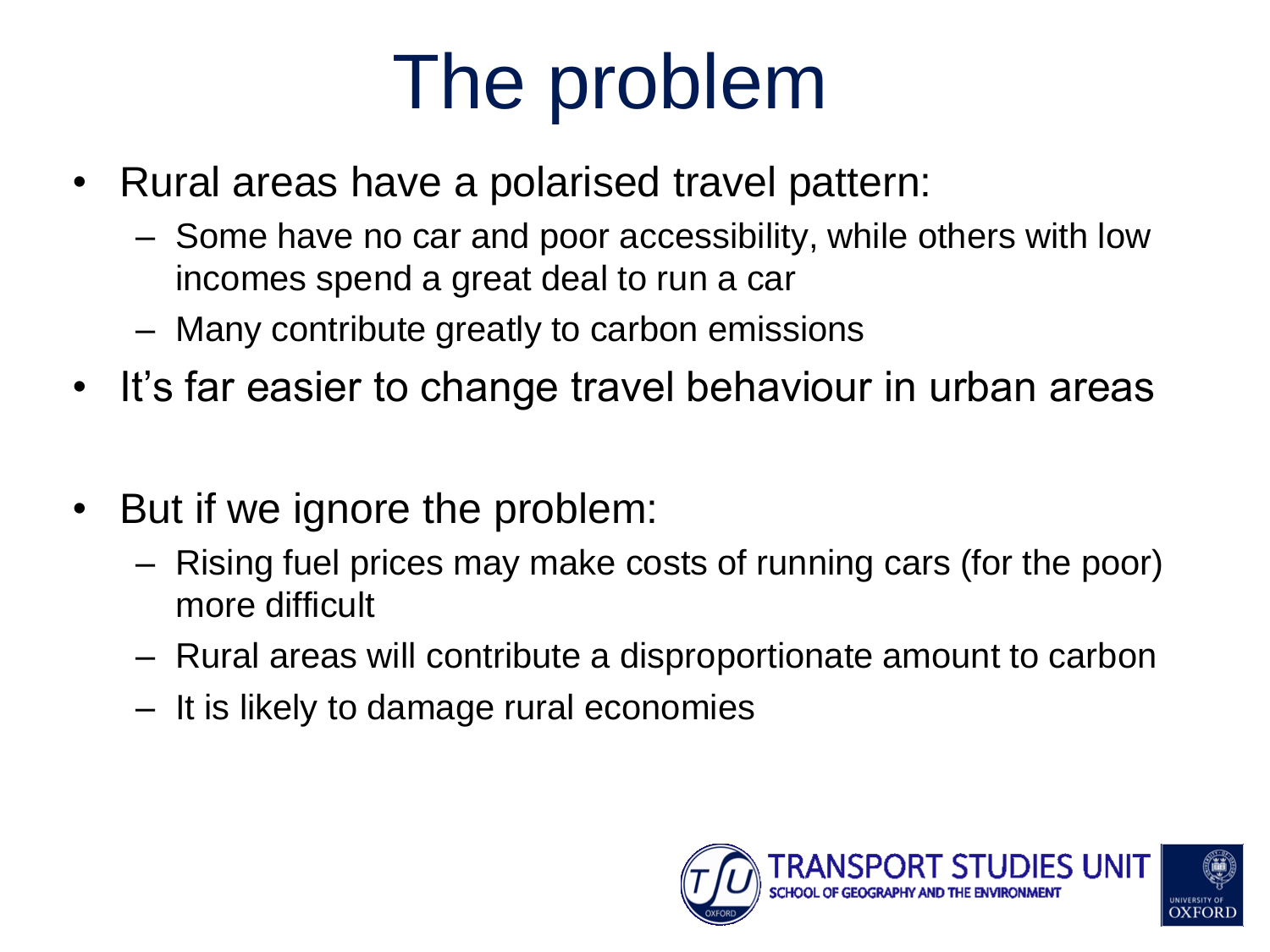# The problem

- Rural areas have a polarised travel pattern:
  - Some have no car and poor accessibility, while others with low incomes spend a great deal to run a car
  - Many contribute greatly to carbon emissions
- It's far easier to change travel behaviour in urban areas
- But if we ignore the problem:
  - Rising fuel prices may make costs of running cars (for the poor) more difficult
  - Rural areas will contribute a disproportionate amount to carbon
  - It is likely to damage rural economies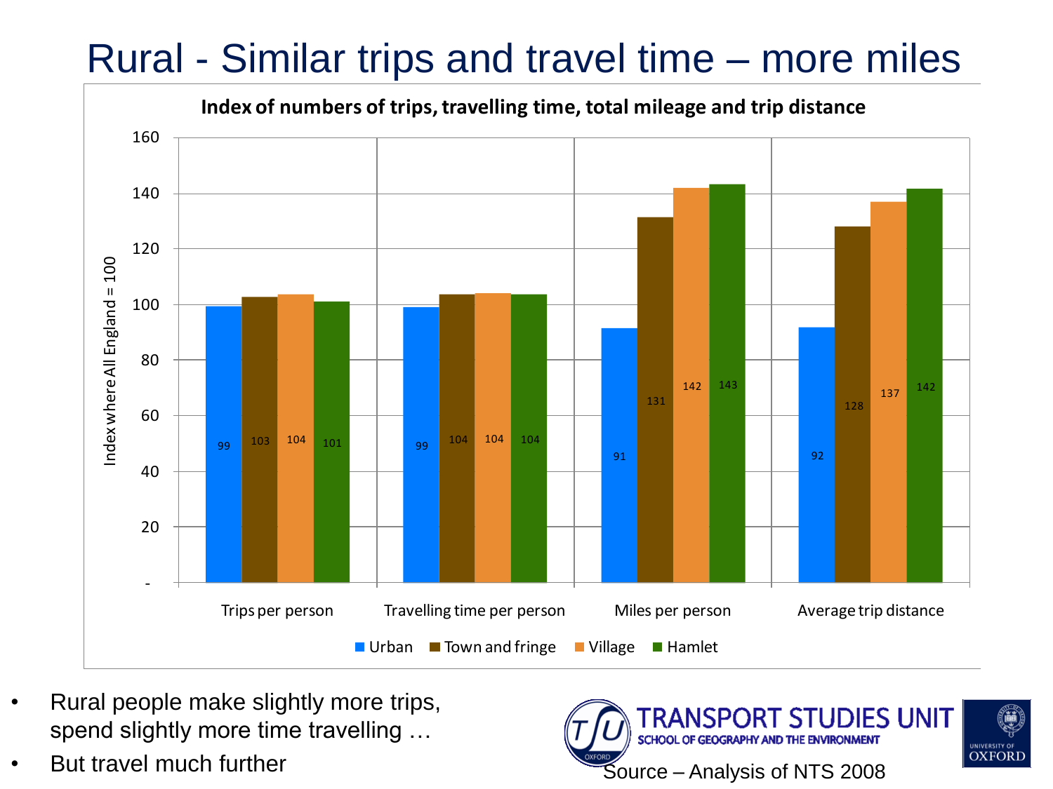# Rural - Similar trips and travel time – more miles

**Index of numbers of trips, travelling time, total mileage and trip distance**

Index where All England = 100

| | Urban | Town and fringe | Village | Hamlet |
|---|---|---|---|---|
| Trips per person | 99 | 103 | 104 | 101 |
| Travelling time per person | 99 | 104 | 104 | 104 |
| Miles per person | 91 | 131 | 142 | 143 |
| Average trip distance | 92 | 128 | 137 | 142 |

- Rural people make slightly more trips, spend slightly more time travelling …
- But travel much further

Source – Analysis of NTS 2008

TRANSPORT STUDIES UNIT
SCHOOL OF GEOGRAPHY AND THE ENVIRONMENT
UNIVERSITY OF OXFORD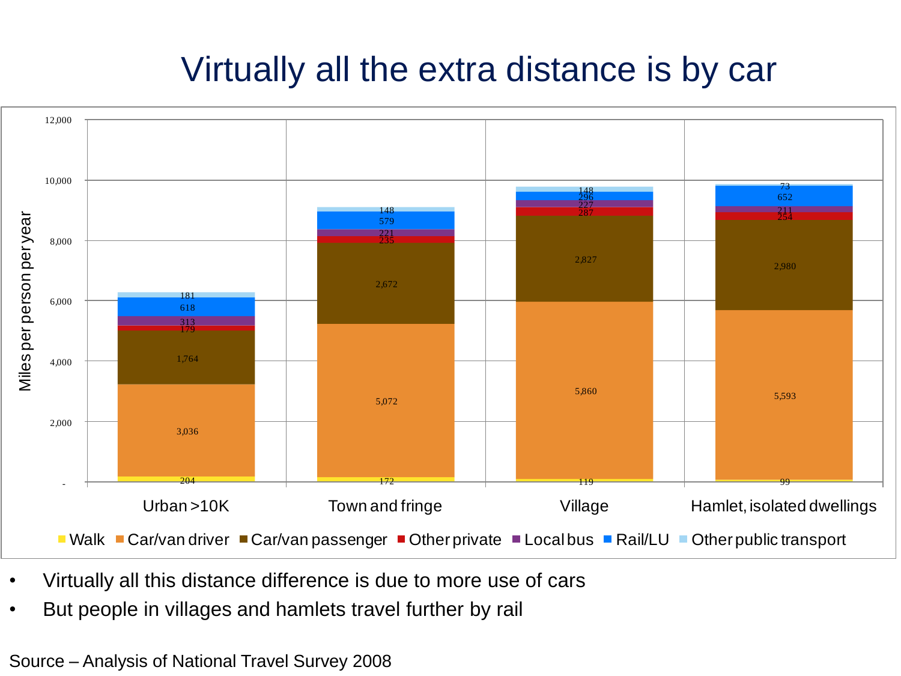# Virtually all the extra distance is by car

| Miles per person per year | Urban >10K | Town and fringe | Village | Hamlet, isolated dwellings |
|---|---|---|---|---|
| Walk | 204 | 172 | 119 | 99 |
| Car/van driver | 3,036 | 5,072 | 5,860 | 5,593 |
| Car/van passenger | 1,764 | 2,672 | 2,827 | 2,980 |
| Other private | 179 | 235 | 287 | 254 |
| Local bus | 313 | 221 | 227 | 211 |
| Rail/LU | 618 | 579 | 296 | 652 |
| Other public transport | 181 | 148 | 148 | 73 |

- Virtually all this distance difference is due to more use of cars
- But people in villages and hamlets travel further by rail

Source – Analysis of National Travel Survey 2008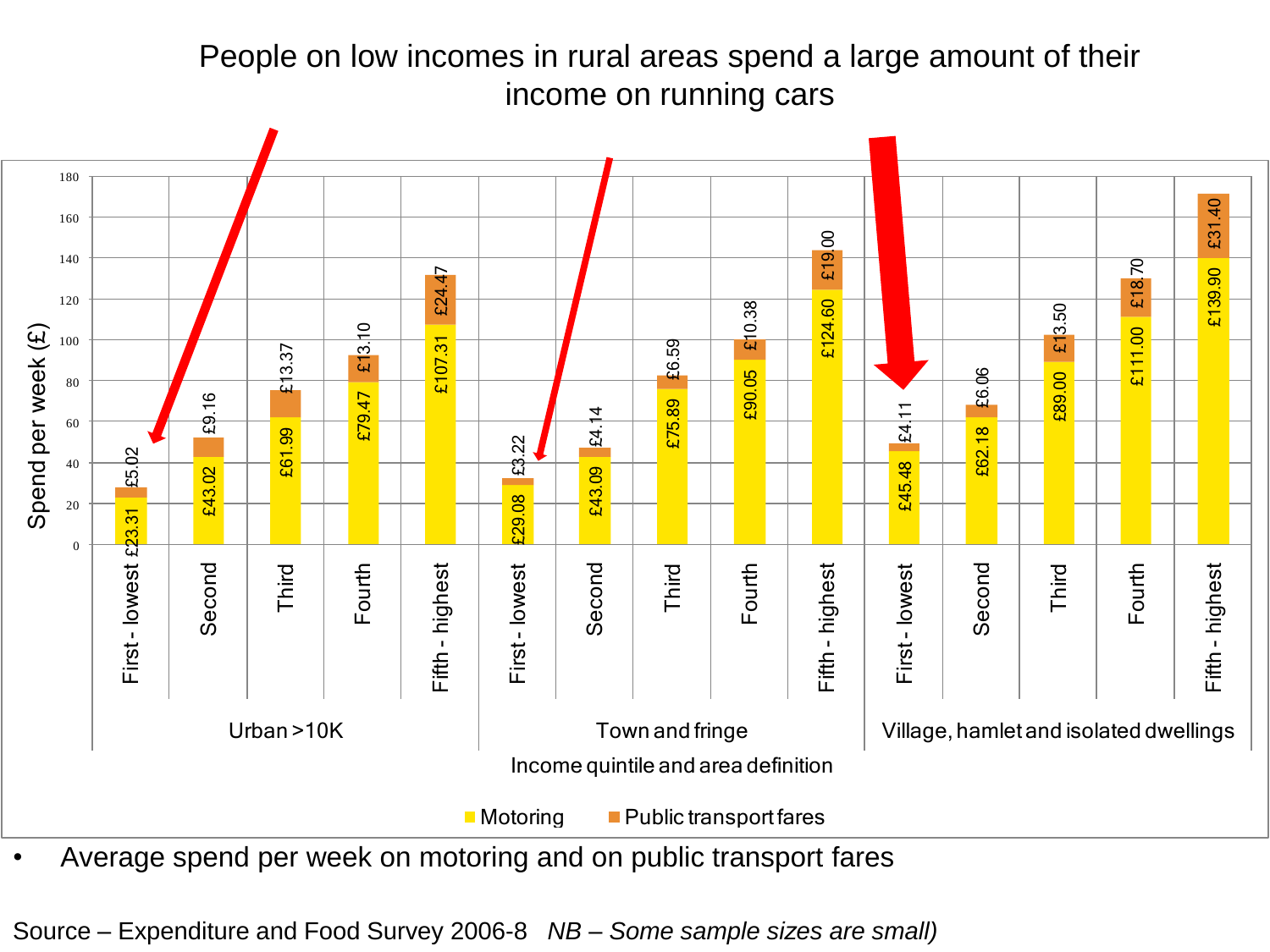# People on low incomes in rural areas spend a large amount of their income on running cars

| Area | Income quintile | Motoring | Public transport fares |
|---|---|---|---|
| Urban >10K | First - lowest | £23.31 | £5.02 |
| | Second | £43.02 | £9.16 |
| | Third | £61.99 | £13.37 |
| | Fourth | £79.47 | £13.10 |
| | Fifth - highest | £107.31 | £24.47 |
| Town and fringe | First - lowest | £29.08 | £3.22 |
| | Second | £43.09 | £4.14 |
| | Third | £75.89 | £6.59 |
| | Fourth | £90.05 | £10.38 |
| | Fifth - highest | £124.60 | £19.00 |
| Village, hamlet and isolated dwellings | First - lowest | £45.48 | £4.11 |
| | Second | £62.18 | £6.06 |
| | Third | £89.00 | £13.50 |
| | Fourth | £111.00 | £18.70 |
| | Fifth - highest | £139.90 | £31.40 |

Spend per week (£); Income quintile and area definition

- Average spend per week on motoring and on public transport fares

Source – Expenditure and Food Survey 2006-8 *NB – Some sample sizes are small)*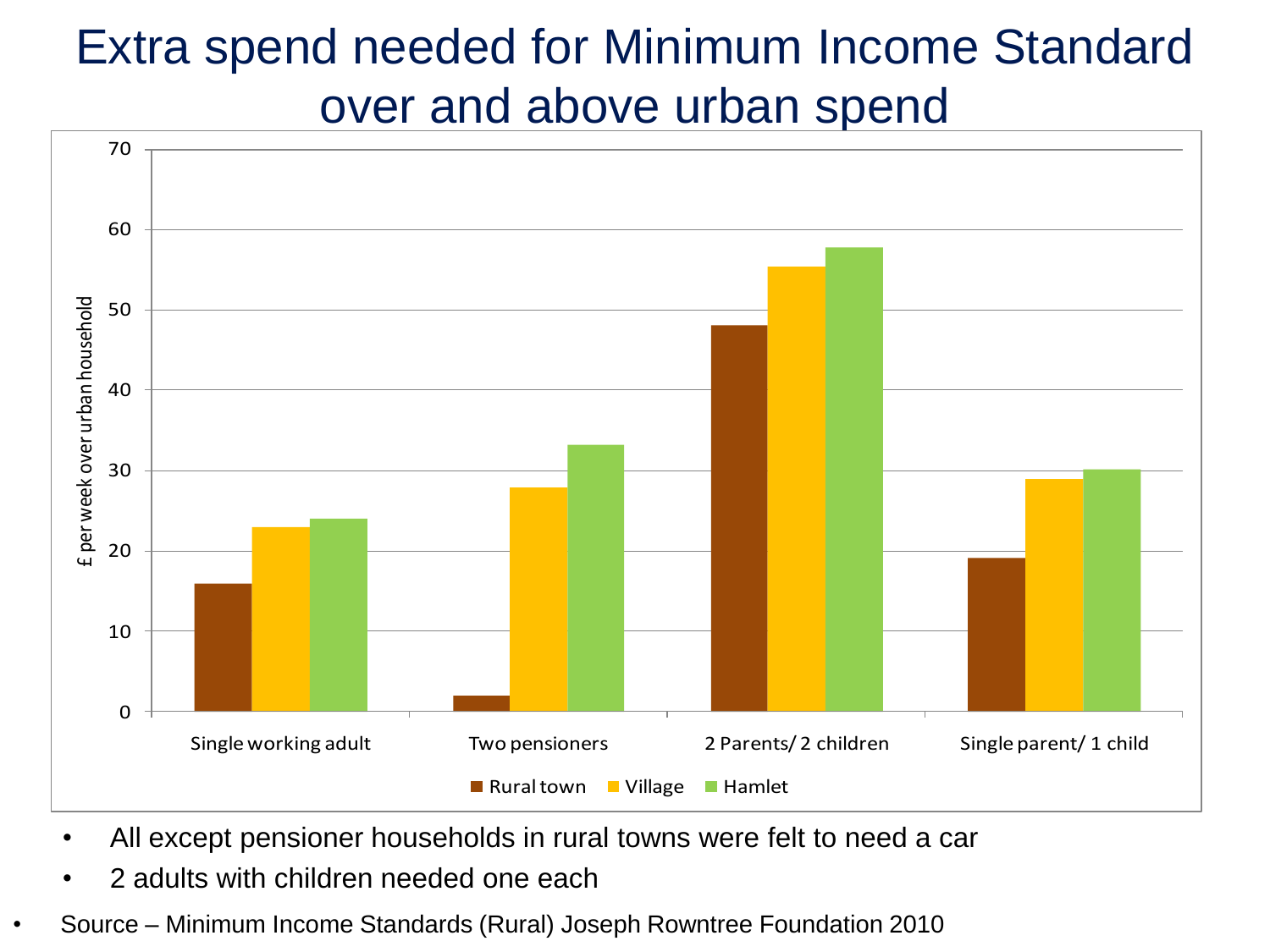# Extra spend needed for Minimum Income Standard over and above urban spend

- All except pensioner households in rural towns were felt to need a car
- 2 adults with children needed one each

- Source – Minimum Income Standards (Rural) Joseph Rowntree Foundation 2010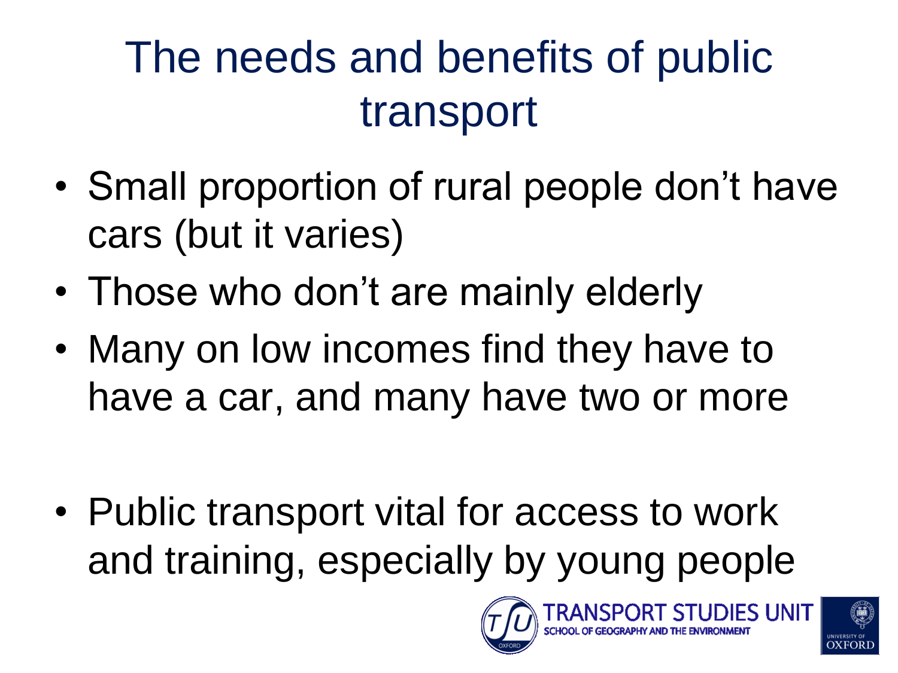# The needs and benefits of public transport

- Small proportion of rural people don't have cars (but it varies)
- Those who don't are mainly elderly
- Many on low incomes find they have to have a car, and many have two or more

- Public transport vital for access to work and training, especially by young people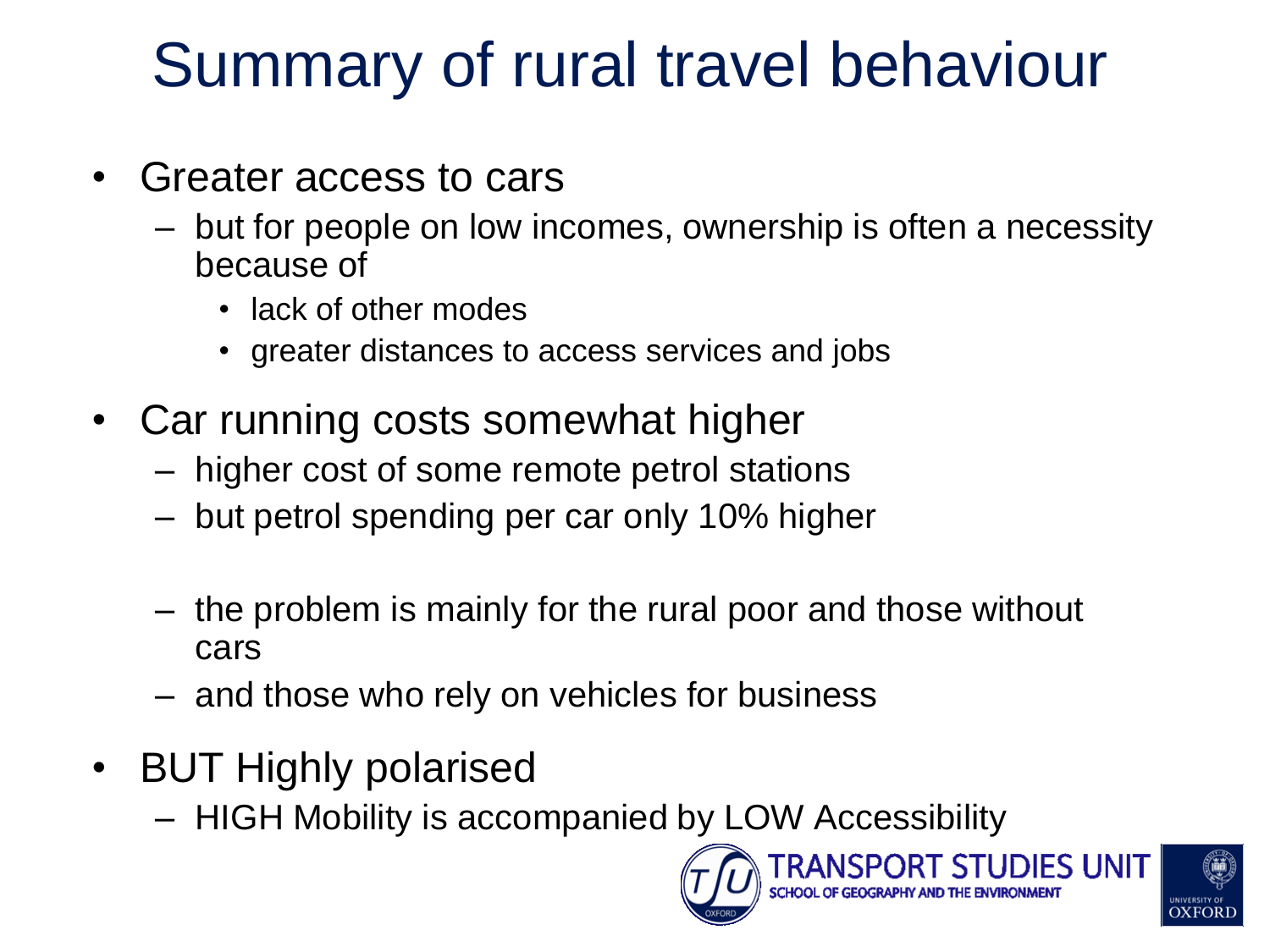# Summary of rural travel behaviour

- Greater access to cars
  - but for people on low incomes, ownership is often a necessity because of
    - lack of other modes
    - greater distances to access services and jobs
- Car running costs somewhat higher
  - higher cost of some remote petrol stations
  - but petrol spending per car only 10% higher

  - the problem is mainly for the rural poor and those without cars
  - and those who rely on vehicles for business
- BUT Highly polarised
  - HIGH Mobility is accompanied by LOW Accessibility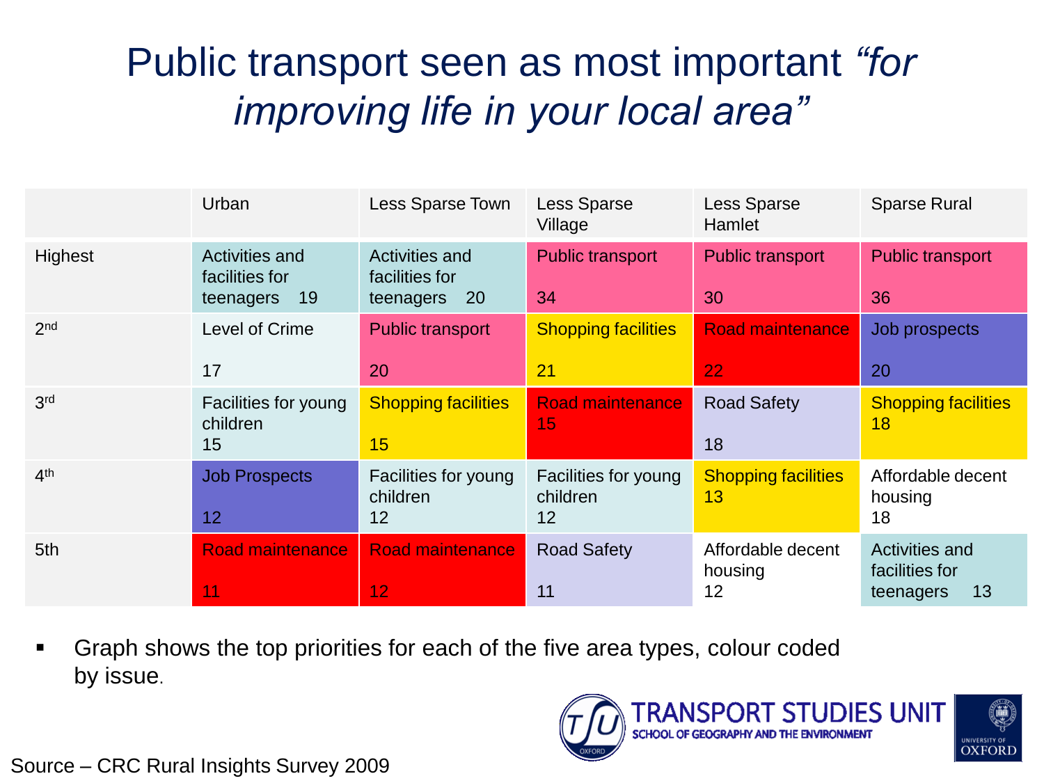# Public transport seen as most important *"for improving life in your local area"*

| | Urban | Less Sparse Town | Less Sparse Village | Less Sparse Hamlet | Sparse Rural |
|---|---|---|---|---|---|
| Highest | Activities and facilities for teenagers 19 | Activities and facilities for teenagers 20 | Public transport 34 | Public transport 30 | Public transport 36 |
| 2nd | Level of Crime 17 | Public transport 20 | Shopping facilities 21 | Road maintenance 22 | Job prospects 20 |
| 3rd | Facilities for young children 15 | Shopping facilities 15 | Road maintenance 15 | Road Safety 18 | Shopping facilities 18 |
| 4th | Job Prospects 12 | Facilities for young children 12 | Facilities for young children 12 | Shopping facilities 13 | Affordable decent housing 18 |
| 5th | Road maintenance 11 | Road maintenance 12 | Road Safety 11 | Affordable decent housing 12 | Activities and facilities for teenagers 13 |

- Graph shows the top priorities for each of the five area types, colour coded by issue.

Source – CRC Rural Insights Survey 2009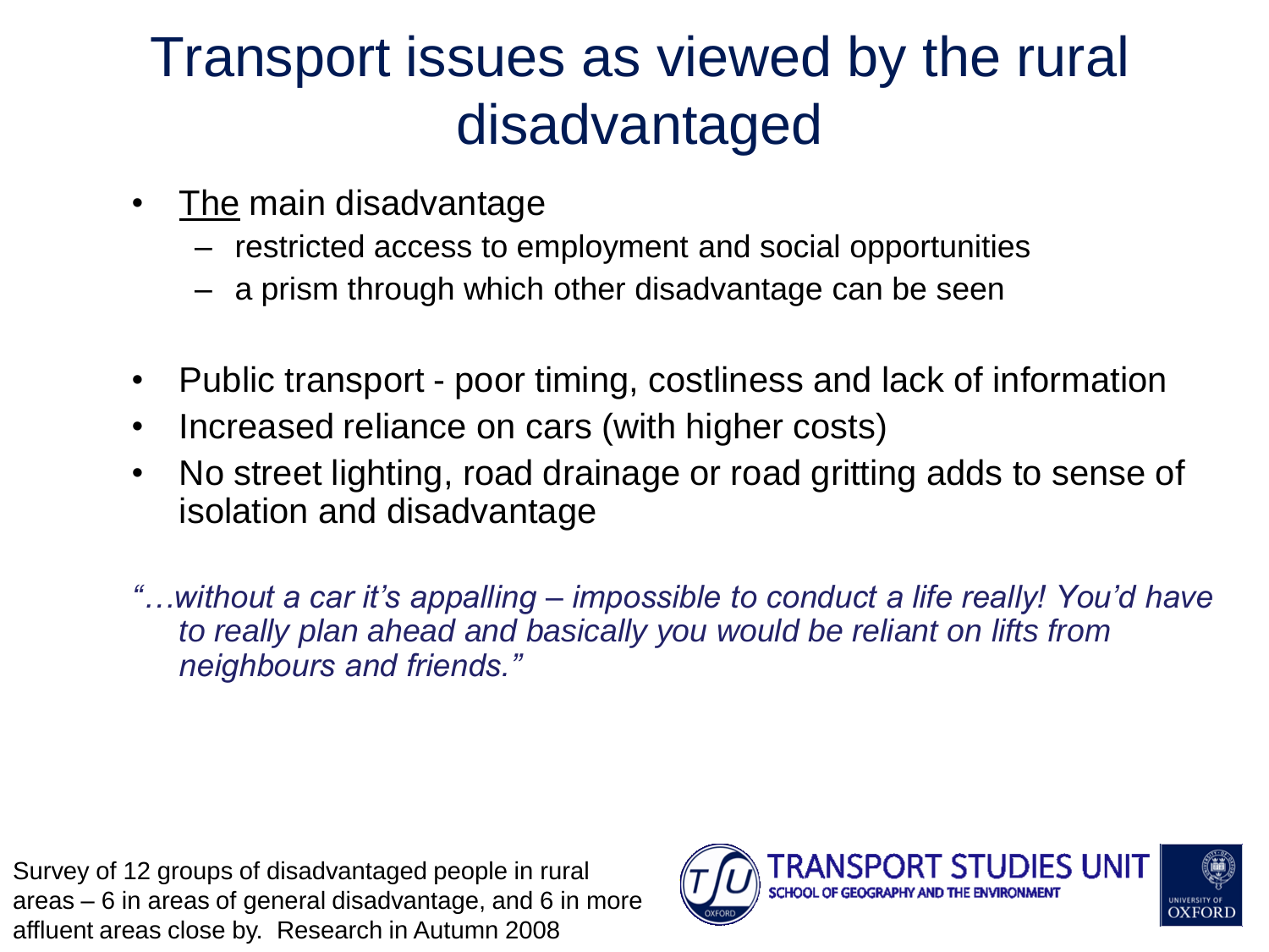# Transport issues as viewed by the rural disadvantaged

- The main disadvantage
  - restricted access to employment and social opportunities
  - a prism through which other disadvantage can be seen

- Public transport - poor timing, costliness and lack of information
- Increased reliance on cars (with higher costs)
- No street lighting, road drainage or road gritting adds to sense of isolation and disadvantage

*"…without a car it's appalling – impossible to conduct a life really! You'd have to really plan ahead and basically you would be reliant on lifts from neighbours and friends."*

Survey of 12 groups of disadvantaged people in rural areas – 6 in areas of general disadvantage, and 6 in more affluent areas close by. Research in Autumn 2008

TRANSPORT STUDIES UNIT
SCHOOL OF GEOGRAPHY AND THE ENVIRONMENT
UNIVERSITY OF OXFORD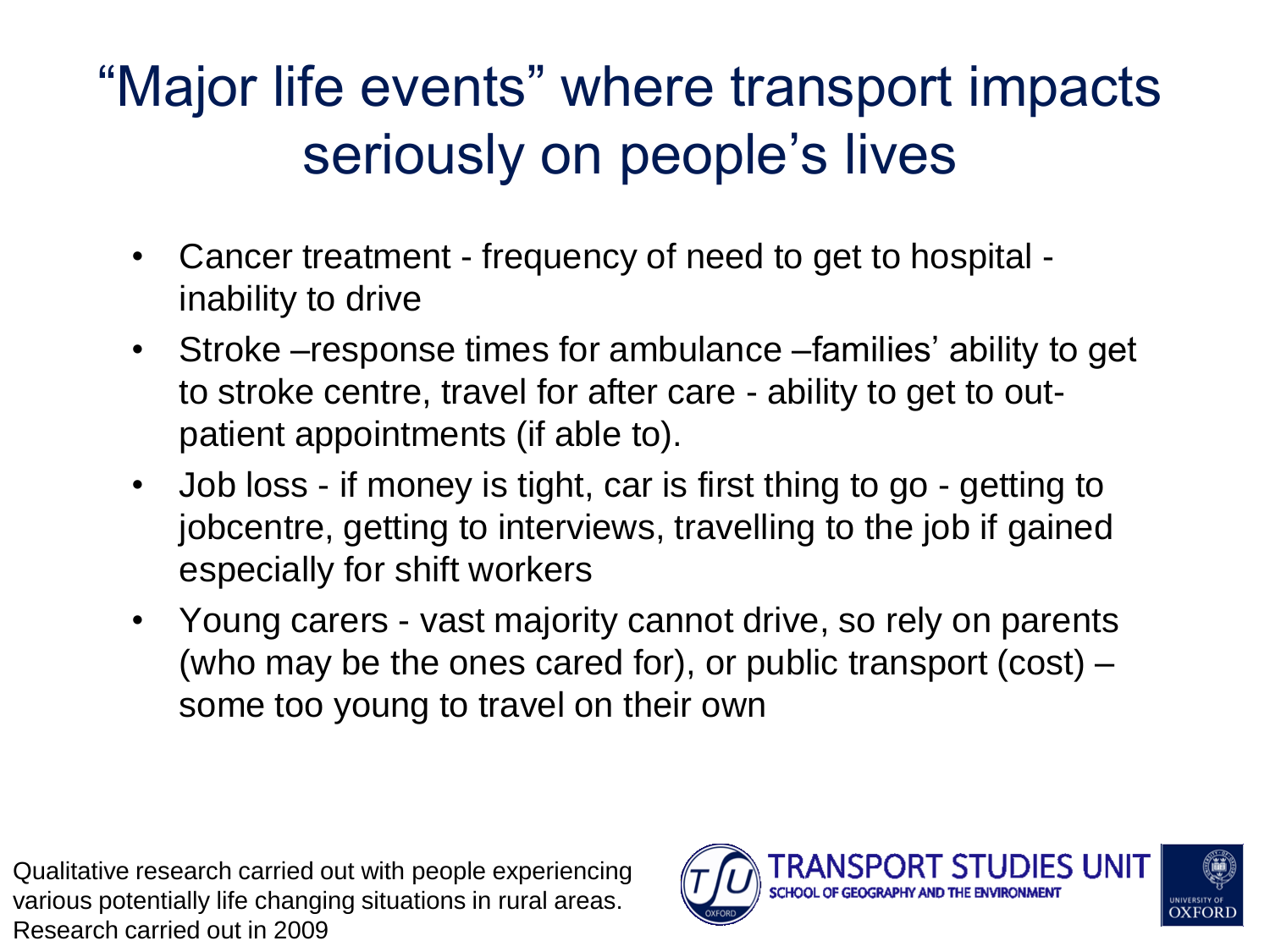# "Major life events" where transport impacts seriously on people's lives

- Cancer treatment - frequency of need to get to hospital - inability to drive
- Stroke –response times for ambulance –families' ability to get to stroke centre, travel for after care - ability to get to out-patient appointments (if able to).
- Job loss - if money is tight, car is first thing to go - getting to jobcentre, getting to interviews, travelling to the job if gained especially for shift workers
- Young carers - vast majority cannot drive, so rely on parents (who may be the ones cared for), or public transport (cost) – some too young to travel on their own

Qualitative research carried out with people experiencing various potentially life changing situations in rural areas. Research carried out in 2009

TRANSPORT STUDIES UNIT
SCHOOL OF GEOGRAPHY AND THE ENVIRONMENT
UNIVERSITY OF OXFORD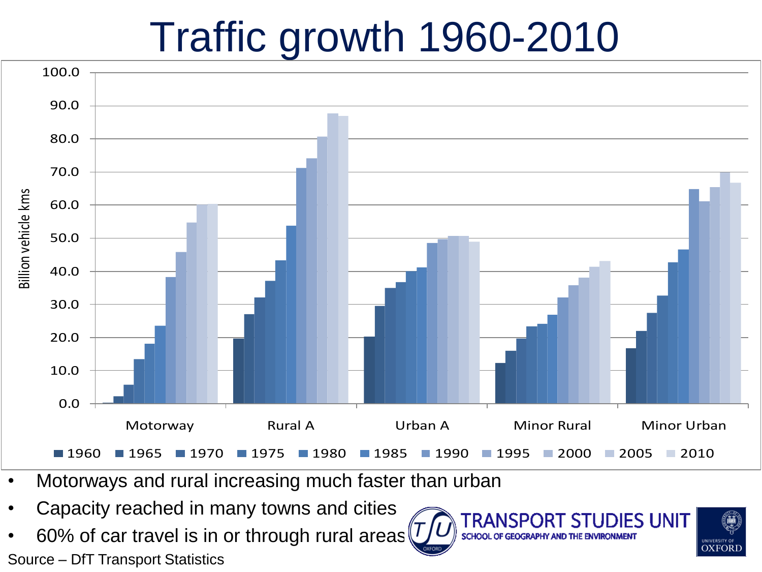# Traffic growth 1960-2010

- Motorways and rural increasing much faster than urban
- Capacity reached in many towns and cities
- 60% of car travel is in or through rural areas

Source – DfT Transport Statistics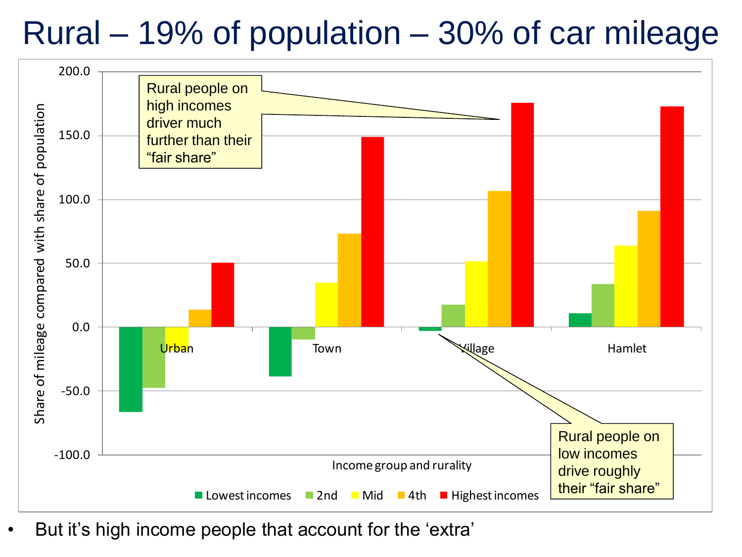# Rural – 19% of population – 30% of car mileage

Share of mileage compared with share of population

| Income group | Urban | Town | Village | Hamlet |
|---|---|---|---|---|
| Lowest incomes | -66 | -38 | -3 | 11 |
| 2nd | -47 | -10 | 17 | 34 |
| Mid | -17 | 35 | 51 | 64 |
| 4th | 14 | 73 | 107 | 91 |
| Highest incomes | 50 | 149 | 176 | 173 |

Income group and rurality

Rural people on high incomes driver much further than their "fair share"

Rural people on low incomes drive roughly their "fair share"

- But it's high income people that account for the 'extra'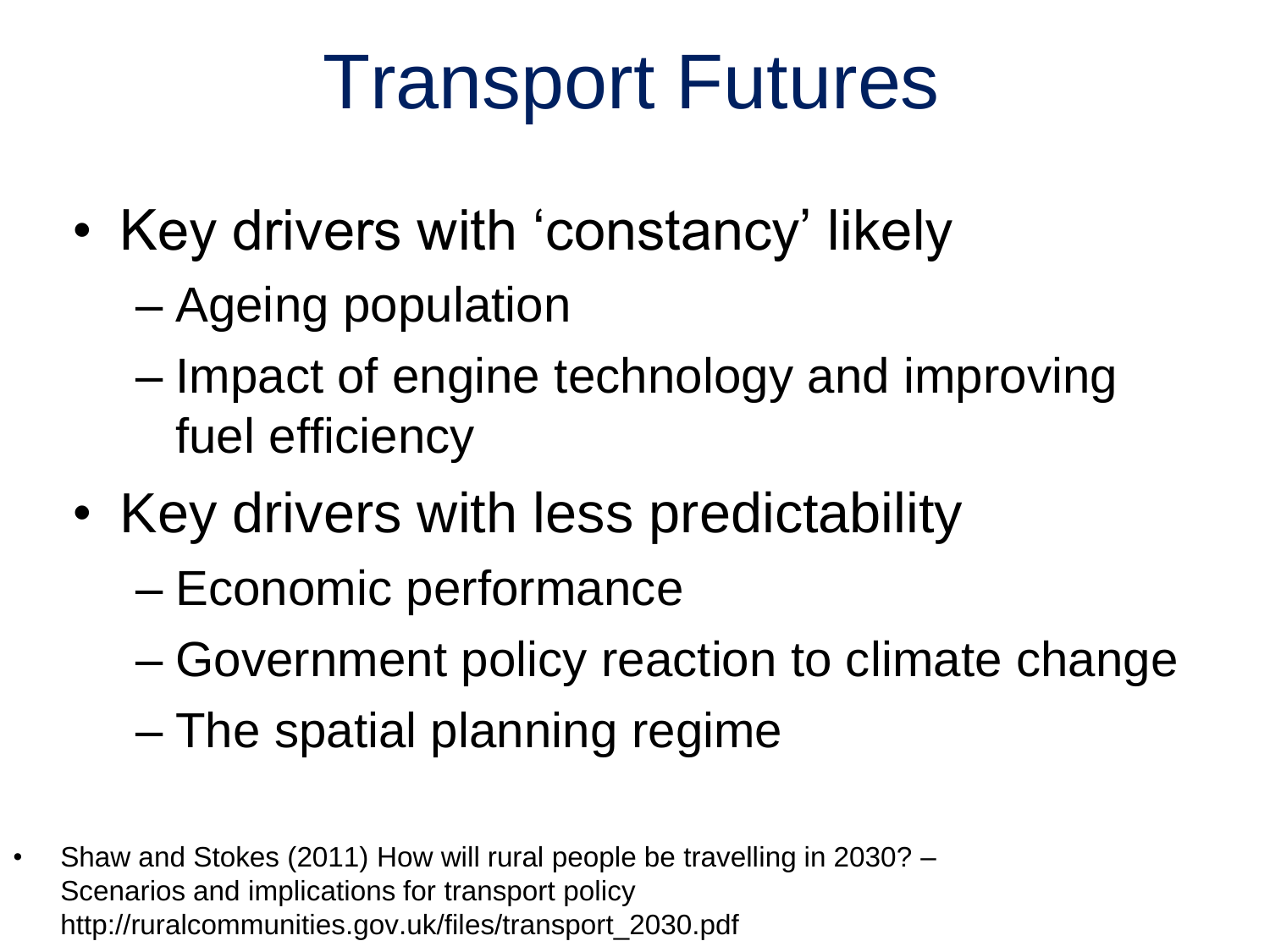# Transport Futures

- Key drivers with 'constancy' likely
  - Ageing population
  - Impact of engine technology and improving fuel efficiency
- Key drivers with less predictability
  - Economic performance
  - Government policy reaction to climate change
  - The spatial planning regime

- Shaw and Stokes (2011) How will rural people be travelling in 2030? – Scenarios and implications for transport policy http://ruralcommunities.gov.uk/files/transport_2030.pdf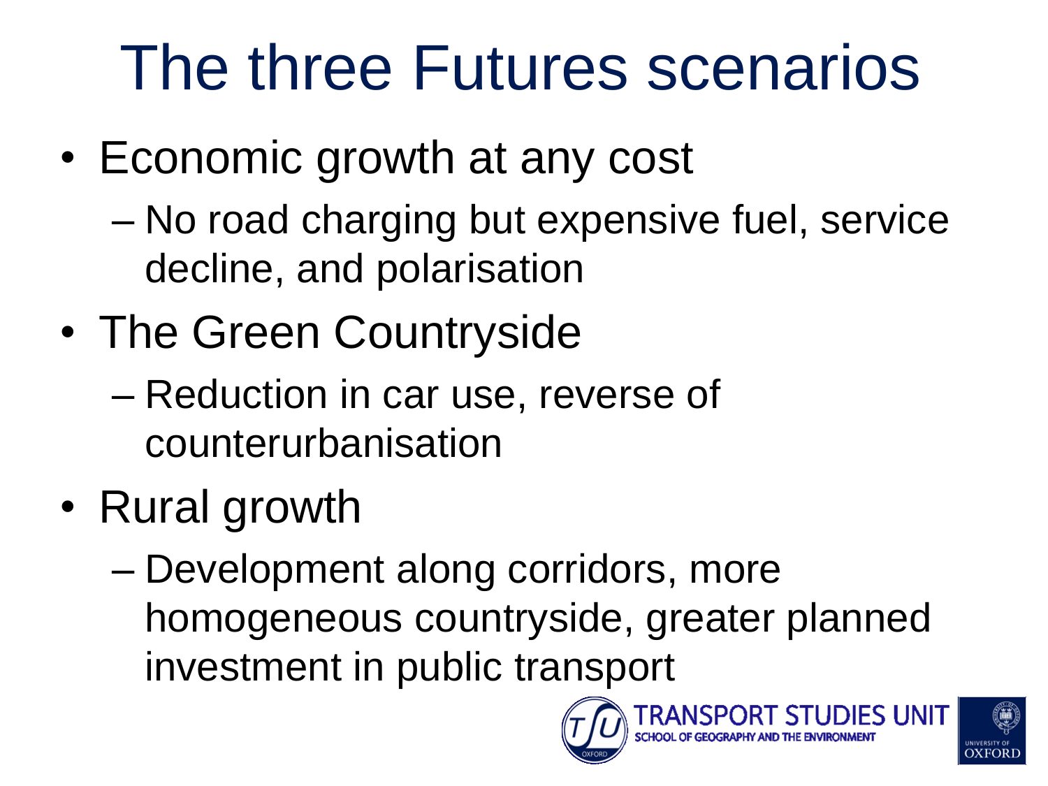# The three Futures scenarios

- Economic growth at any cost
  - No road charging but expensive fuel, service decline, and polarisation
- The Green Countryside
  - Reduction in car use, reverse of counterurbanisation
- Rural growth
  - Development along corridors, more homogeneous countryside, greater planned investment in public transport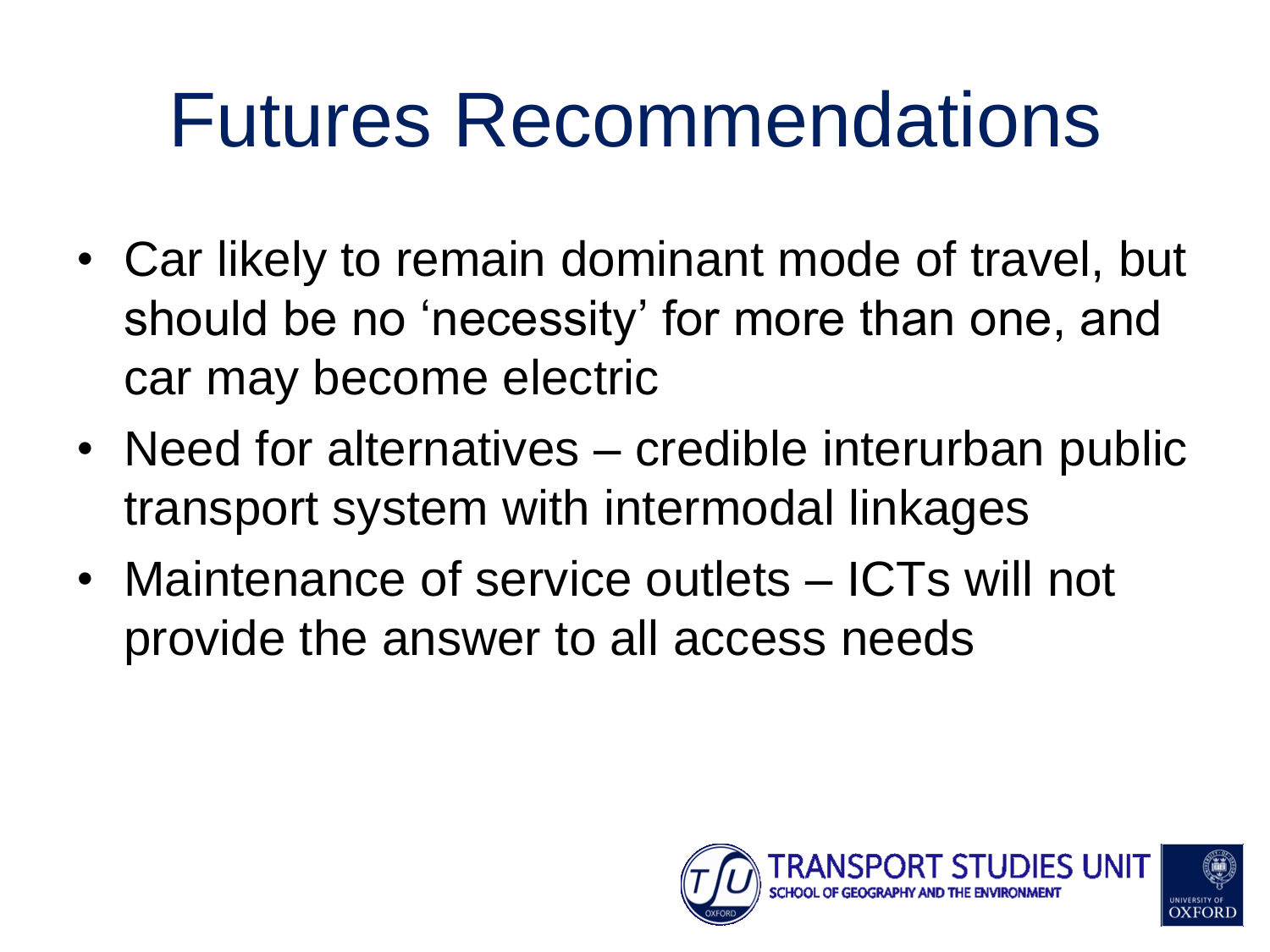# Futures Recommendations

- Car likely to remain dominant mode of travel, but should be no 'necessity' for more than one, and car may become electric
- Need for alternatives – credible interurban public transport system with intermodal linkages
- Maintenance of service outlets – ICTs will not provide the answer to all access needs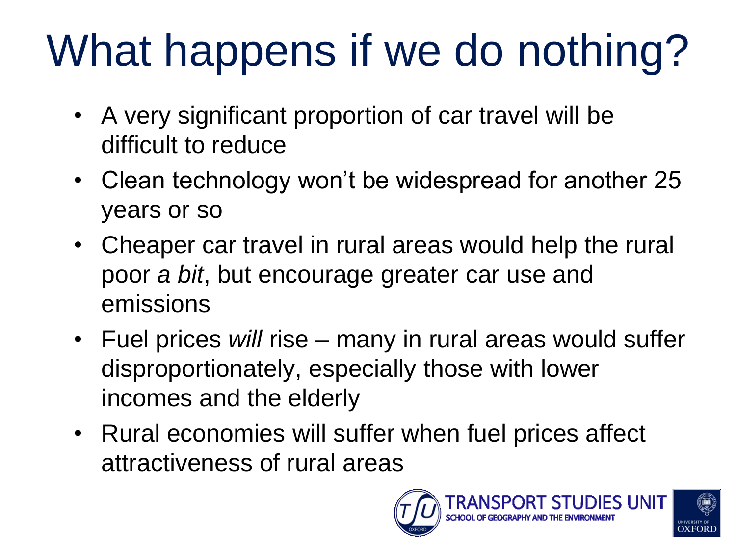# What happens if we do nothing?

- A very significant proportion of car travel will be difficult to reduce
- Clean technology won't be widespread for another 25 years or so
- Cheaper car travel in rural areas would help the rural poor *a bit*, but encourage greater car use and emissions
- Fuel prices *will* rise – many in rural areas would suffer disproportionately, especially those with lower incomes and the elderly
- Rural economies will suffer when fuel prices affect attractiveness of rural areas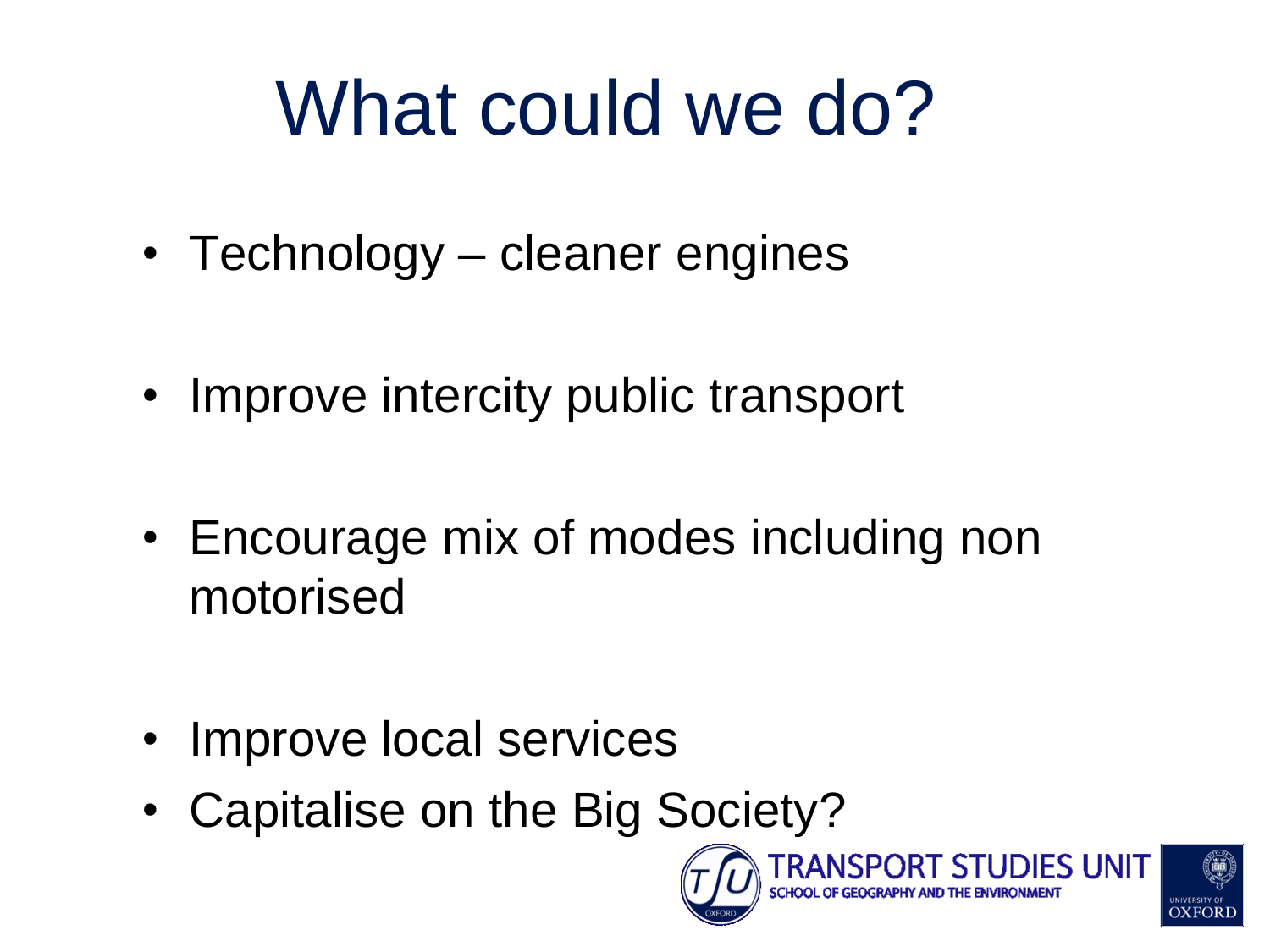# What could we do?

- Technology – cleaner engines
- Improve intercity public transport
- Encourage mix of modes including non motorised
- Improve local services
- Capitalise on the Big Society?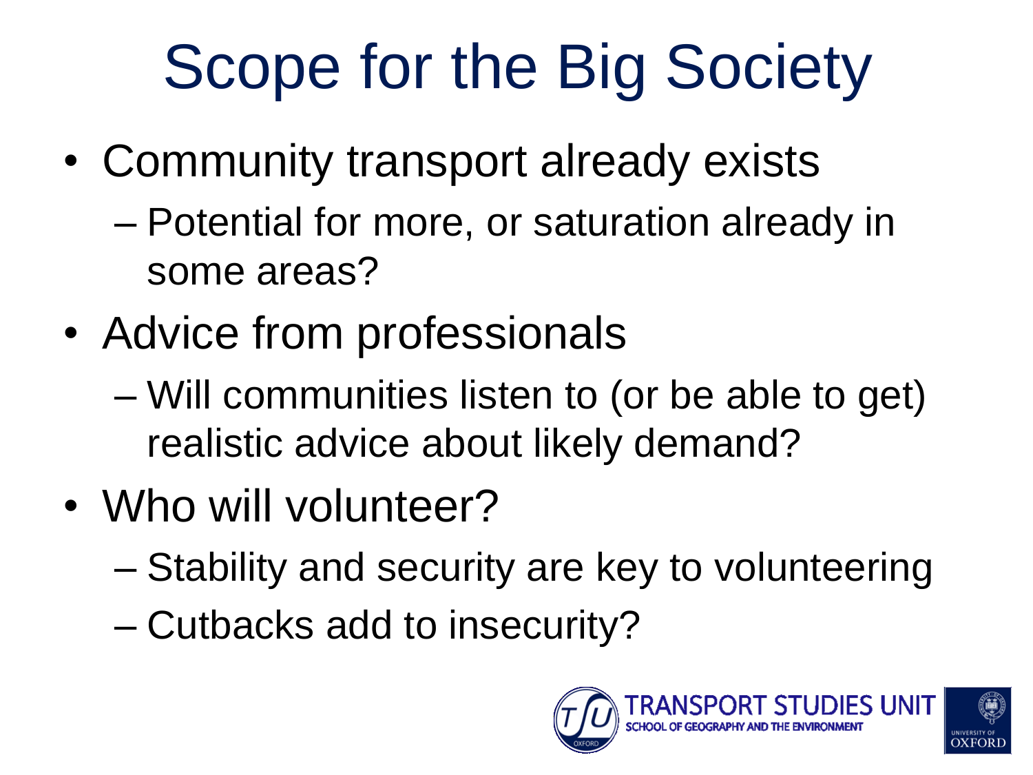# Scope for the Big Society

- Community transport already exists
  - Potential for more, or saturation already in some areas?
- Advice from professionals
  - Will communities listen to (or be able to get) realistic advice about likely demand?
- Who will volunteer?
  - Stability and security are key to volunteering
  - Cutbacks add to insecurity?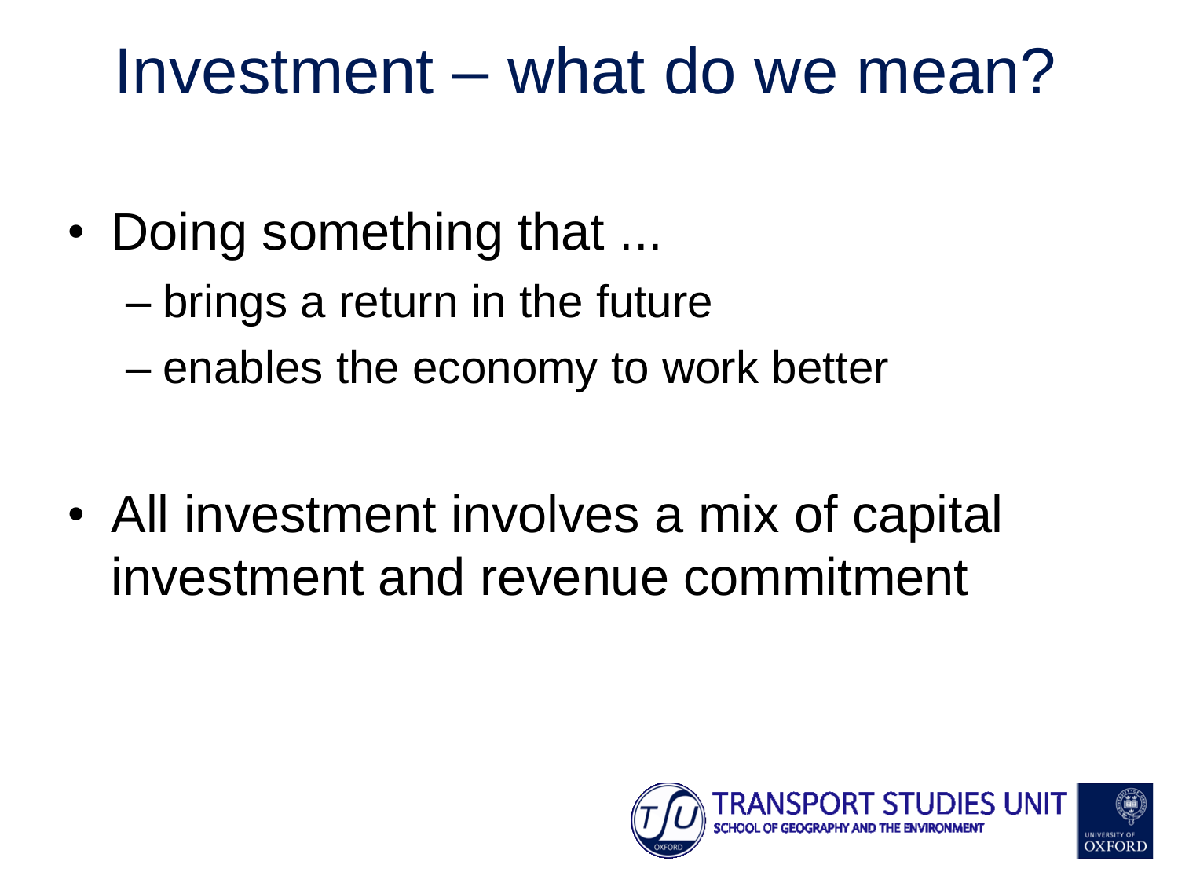# Investment – what do we mean?

- Doing something that ...
  - brings a return in the future
  - enables the economy to work better

- All investment involves a mix of capital investment and revenue commitment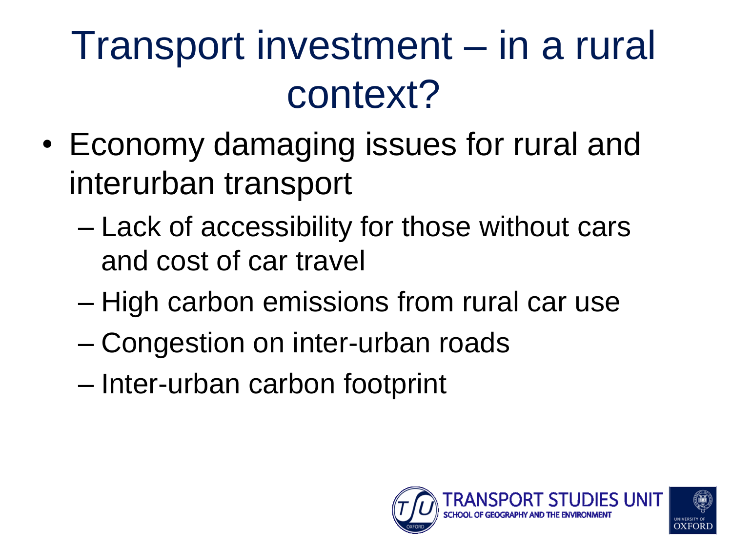# Transport investment – in a rural context?

- Economy damaging issues for rural and interurban transport
  - Lack of accessibility for those without cars and cost of car travel
  - High carbon emissions from rural car use
  - Congestion on inter-urban roads
  - Inter-urban carbon footprint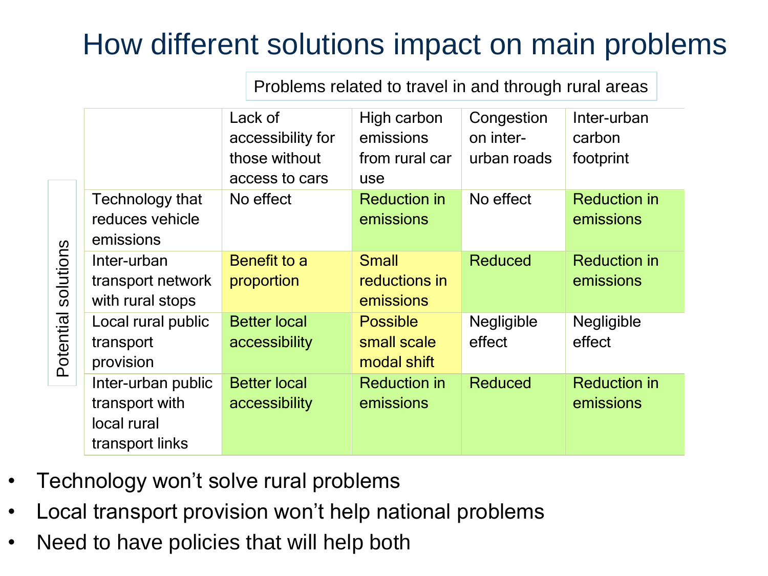# How different solutions impact on main problems

| Potential solutions | Problems related to travel in and through rural areas | | | |
|---|---|---|---|---|
| | Lack of accessibility for those without access to cars | High carbon emissions from rural car use | Congestion on inter-urban roads | Inter-urban carbon footprint |
| Technology that reduces vehicle emissions | No effect | Reduction in emissions | No effect | Reduction in emissions |
| Inter-urban transport network with rural stops | Benefit to a proportion | Small reductions in emissions | Reduced | Reduction in emissions |
| Local rural public transport provision | Better local accessibility | Possible small scale modal shift | Negligible effect | Negligible effect |
| Inter-urban public transport with local rural transport links | Better local accessibility | Reduction in emissions | Reduced | Reduction in emissions |

- Technology won't solve rural problems
- Local transport provision won't help national problems
- Need to have policies that will help both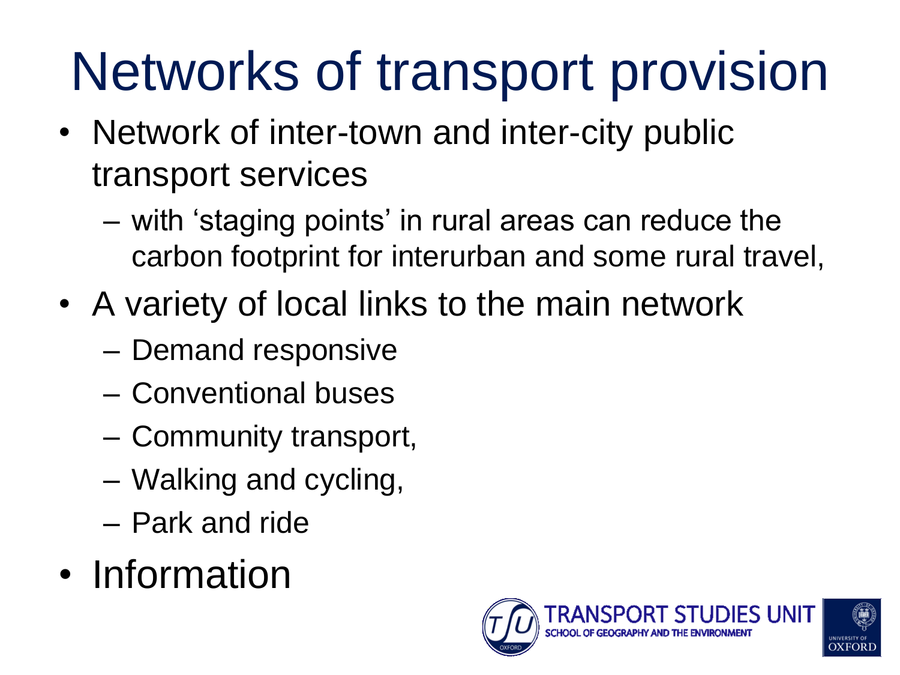# Networks of transport provision

- Network of inter-town and inter-city public transport services
  - with 'staging points' in rural areas can reduce the carbon footprint for interurban and some rural travel,
- A variety of local links to the main network
  - Demand responsive
  - Conventional buses
  - Community transport,
  - Walking and cycling,
  - Park and ride
- Information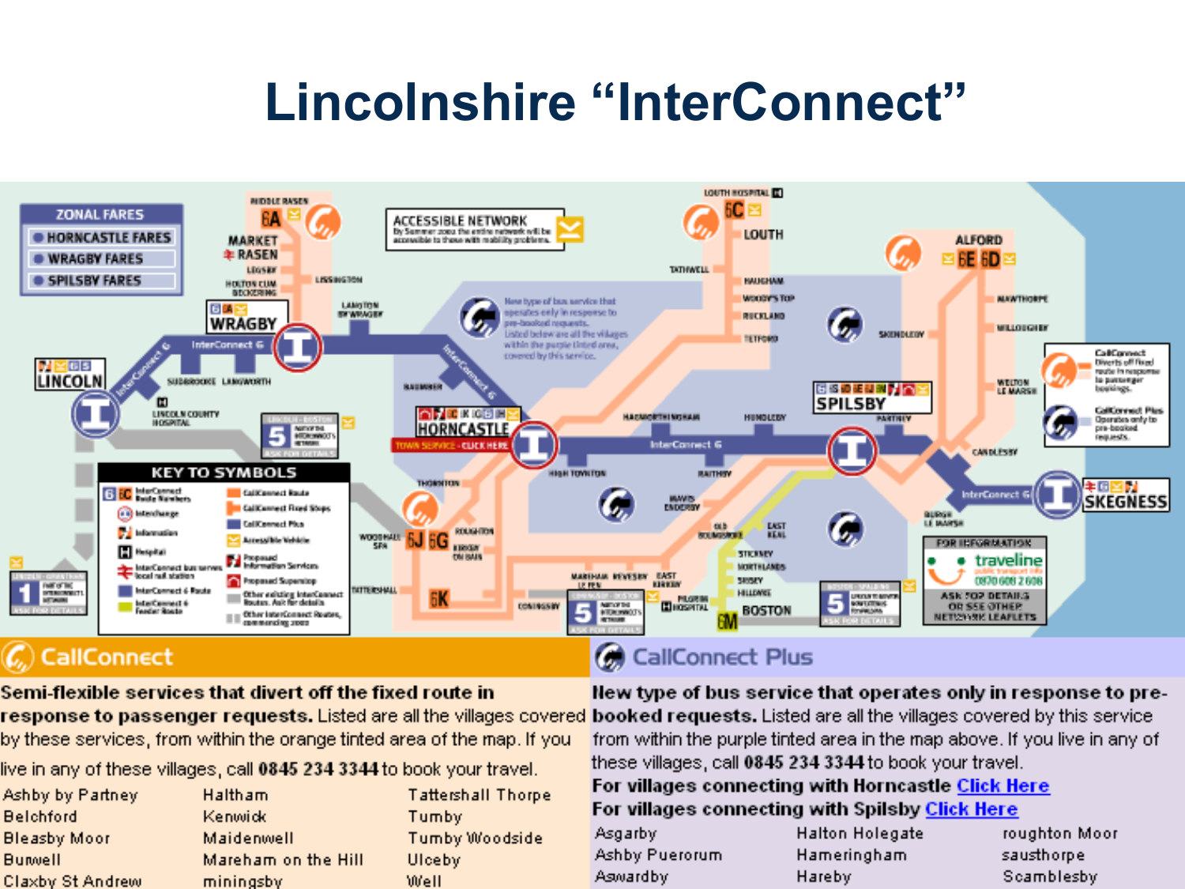# Lincolnshire "InterConnect"

## CallConnect

**Semi-flexible services that divert off the fixed route in response to passenger requests.** Listed are all the villages covered by these services, from within the orange tinted area of the map. If you live in any of these villages, call **0845 234 3344** to book your travel.

| | | |
|---|---|---|
| Ashby by Partney | Haltham | Tattershall Thorpe |
| Belchford | Kenwick | Tumby |
| Bleasby Moor | Maidenwell | Tumby Woodside |
| Burwell | Mareham on the Hill | Ulceby |
| Claxby St Andrew | miningsby | Well |

## CallConnect Plus

**New type of bus service that operates only in response to pre-booked requests.** Listed are all the villages covered by this service from within the purple tinted area in the map above. If you live in any of these villages, call **0845 234 3344** to book your travel.

**For villages connecting with Horncastle** Click Here

**For villages connecting with Spilsby** Click Here

| | | |
|---|---|---|
| Asgarby | Halton Holegate | roughton Moor |
| Ashby Puerorum | Hameringham | sausthorpe |
| Aswardby | Hareby | Scamblesby |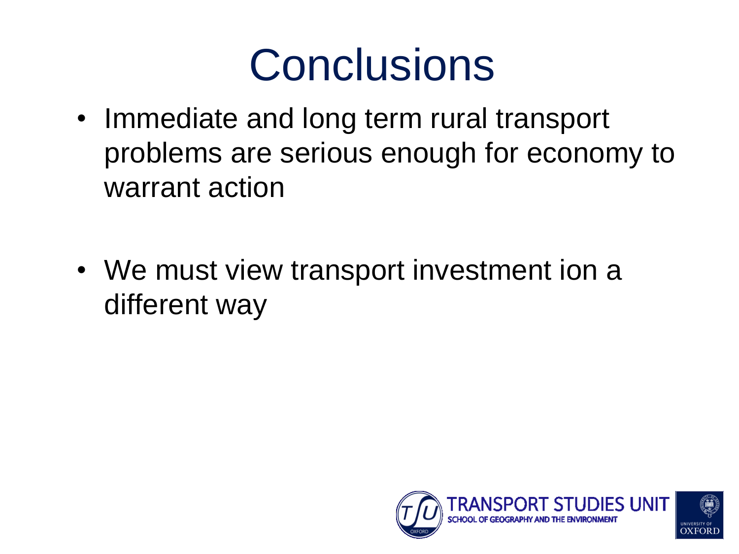# Conclusions

- Immediate and long term rural transport problems are serious enough for economy to warrant action

- We must view transport investment ion a different way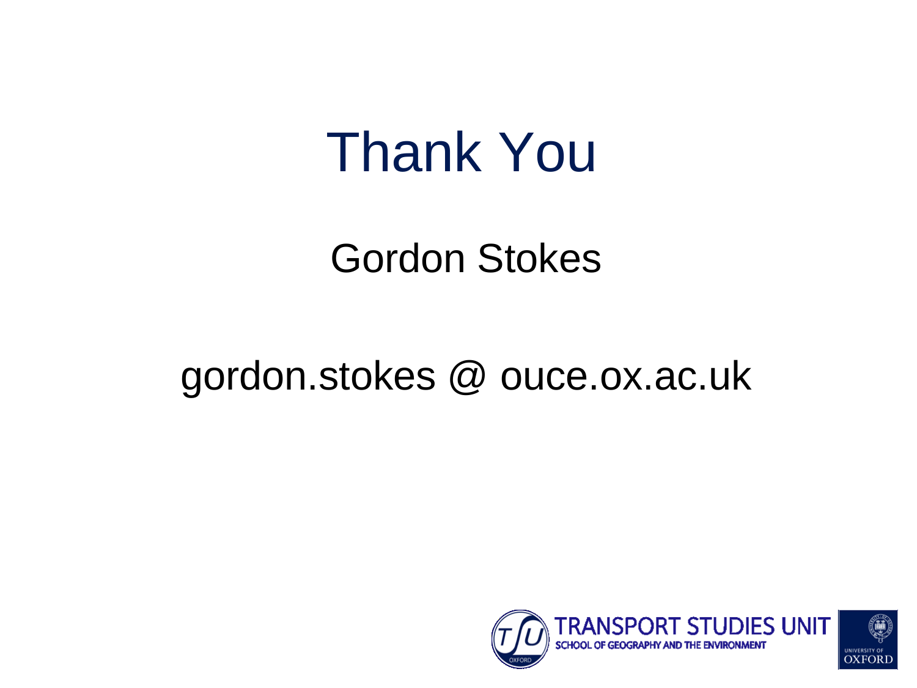# Thank You

Gordon Stokes

gordon.stokes @ ouce.ox.ac.uk

TRANSPORT STUDIES UNIT
SCHOOL OF GEOGRAPHY AND THE ENVIRONMENT

UNIVERSITY OF OXFORD